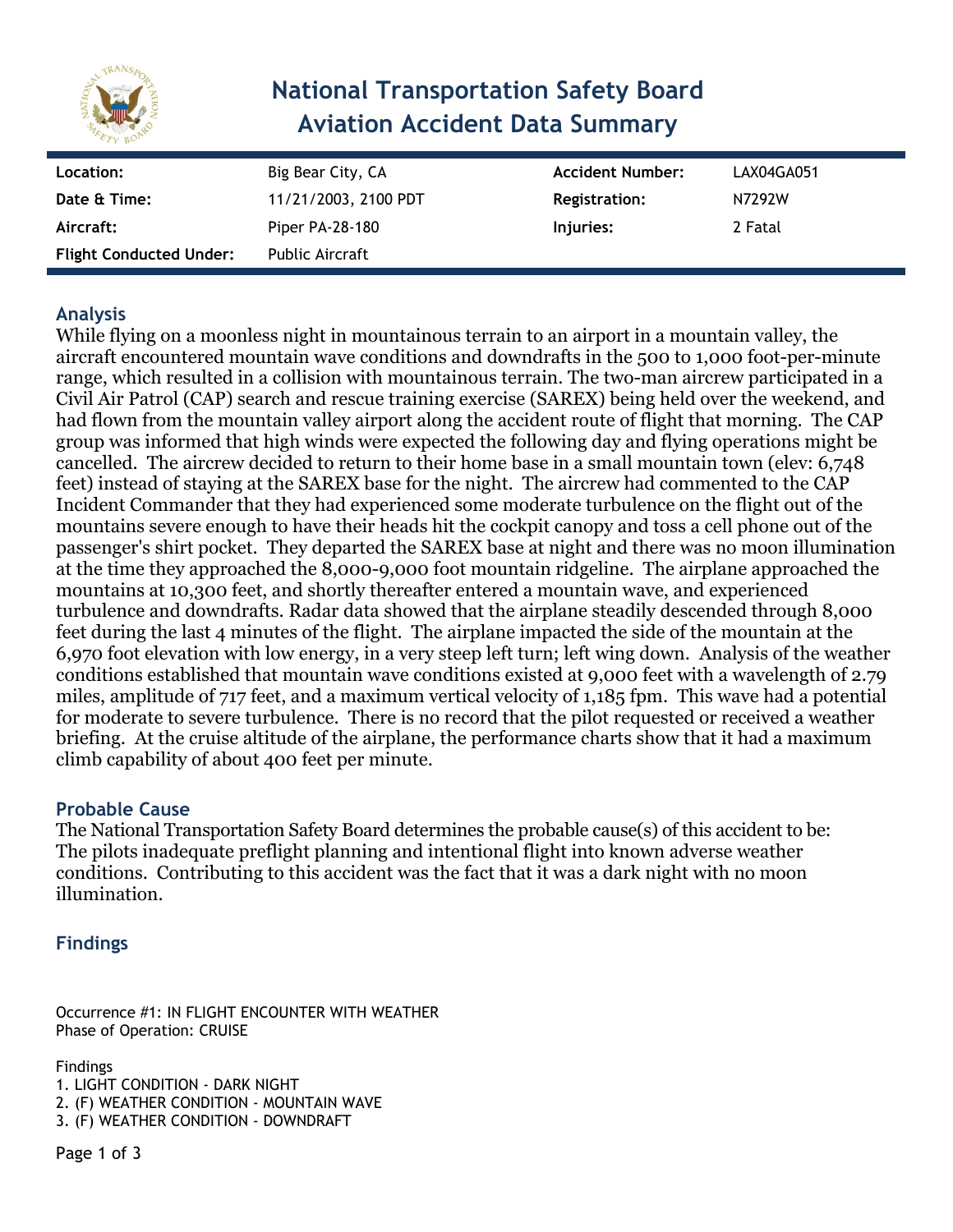# National Transportation Safety Board Aviation Accident Data Summary

| | | | |
|---|---|---|---|
| **Location:** | Big Bear City, CA | **Accident Number:** | LAX04GA051 |
| **Date & Time:** | 11/21/2003, 2100 PDT | **Registration:** | N7292W |
| **Aircraft:** | Piper PA-28-180 | **Injuries:** | 2 Fatal |
| **Flight Conducted Under:** | Public Aircraft | | |

## Analysis

While flying on a moonless night in mountainous terrain to an airport in a mountain valley, the aircraft encountered mountain wave conditions and downdrafts in the 500 to 1,000 foot-per-minute range, which resulted in a collision with mountainous terrain. The two-man aircrew participated in a Civil Air Patrol (CAP) search and rescue training exercise (SAREX) being held over the weekend, and had flown from the mountain valley airport along the accident route of flight that morning. The CAP group was informed that high winds were expected the following day and flying operations might be cancelled. The aircrew decided to return to their home base in a small mountain town (elev: 6,748 feet) instead of staying at the SAREX base for the night. The aircrew had commented to the CAP Incident Commander that they had experienced some moderate turbulence on the flight out of the mountains severe enough to have their heads hit the cockpit canopy and toss a cell phone out of the passenger's shirt pocket. They departed the SAREX base at night and there was no moon illumination at the time they approached the 8,000-9,000 foot mountain ridgeline. The airplane approached the mountains at 10,300 feet, and shortly thereafter entered a mountain wave, and experienced turbulence and downdrafts. Radar data showed that the airplane steadily descended through 8,000 feet during the last 4 minutes of the flight. The airplane impacted the side of the mountain at the 6,970 foot elevation with low energy, in a very steep left turn; left wing down. Analysis of the weather conditions established that mountain wave conditions existed at 9,000 feet with a wavelength of 2.79 miles, amplitude of 717 feet, and a maximum vertical velocity of 1,185 fpm. This wave had a potential for moderate to severe turbulence. There is no record that the pilot requested or received a weather briefing. At the cruise altitude of the airplane, the performance charts show that it had a maximum climb capability of about 400 feet per minute.

## Probable Cause

The National Transportation Safety Board determines the probable cause(s) of this accident to be:
The pilots inadequate preflight planning and intentional flight into known adverse weather conditions. Contributing to this accident was the fact that it was a dark night with no moon illumination.

## Findings

Occurrence #1: IN FLIGHT ENCOUNTER WITH WEATHER
Phase of Operation: CRUISE

Findings
1. LIGHT CONDITION - DARK NIGHT
2. (F) WEATHER CONDITION - MOUNTAIN WAVE
3. (F) WEATHER CONDITION - DOWNDRAFT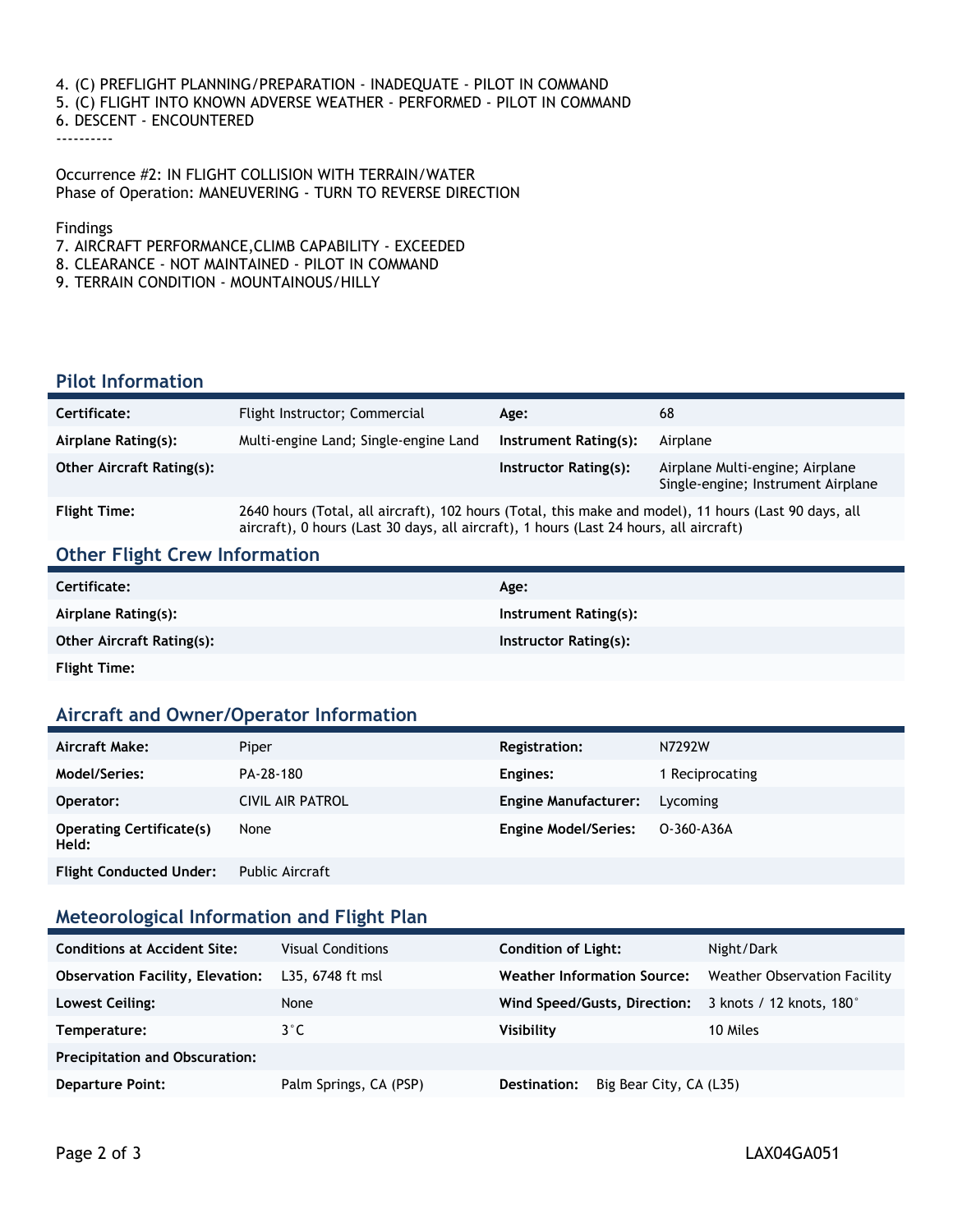4. (C) PREFLIGHT PLANNING/PREPARATION - INADEQUATE - PILOT IN COMMAND
5. (C) FLIGHT INTO KNOWN ADVERSE WEATHER - PERFORMED - PILOT IN COMMAND
6. DESCENT - ENCOUNTERED

----------

Occurrence #2: IN FLIGHT COLLISION WITH TERRAIN/WATER
Phase of Operation: MANEUVERING - TURN TO REVERSE DIRECTION

Findings
7. AIRCRAFT PERFORMANCE,CLIMB CAPABILITY - EXCEEDED
8. CLEARANCE - NOT MAINTAINED - PILOT IN COMMAND
9. TERRAIN CONDITION - MOUNTAINOUS/HILLY

## Pilot Information

| | | | |
|---|---|---|---|
| **Certificate:** | Flight Instructor; Commercial | **Age:** | 68 |
| **Airplane Rating(s):** | Multi-engine Land; Single-engine Land | **Instrument Rating(s):** | Airplane |
| **Other Aircraft Rating(s):** | | **Instructor Rating(s):** | Airplane Multi-engine; Airplane Single-engine; Instrument Airplane |
| **Flight Time:** | 2640 hours (Total, all aircraft), 102 hours (Total, this make and model), 11 hours (Last 90 days, all aircraft), 0 hours (Last 30 days, all aircraft), 1 hours (Last 24 hours, all aircraft) | | |

## Other Flight Crew Information

| | | | |
|---|---|---|---|
| **Certificate:** | | **Age:** | |
| **Airplane Rating(s):** | | **Instrument Rating(s):** | |
| **Other Aircraft Rating(s):** | | **Instructor Rating(s):** | |
| **Flight Time:** | | | |

## Aircraft and Owner/Operator Information

| | | | |
|---|---|---|---|
| **Aircraft Make:** | Piper | **Registration:** | N7292W |
| **Model/Series:** | PA-28-180 | **Engines:** | 1 Reciprocating |
| **Operator:** | CIVIL AIR PATROL | **Engine Manufacturer:** | Lycoming |
| **Operating Certificate(s) Held:** | None | **Engine Model/Series:** | O-360-A36A |
| **Flight Conducted Under:** | Public Aircraft | | |

## Meteorological Information and Flight Plan

| | | | |
|---|---|---|---|
| **Conditions at Accident Site:** | Visual Conditions | **Condition of Light:** | Night/Dark |
| **Observation Facility, Elevation:** | L35, 6748 ft msl | **Weather Information Source:** | Weather Observation Facility |
| **Lowest Ceiling:** | None | **Wind Speed/Gusts, Direction:** | 3 knots / 12 knots, 180° |
| **Temperature:** | 3°C | **Visibility** | 10 Miles |
| **Precipitation and Obscuration:** | | | |
| **Departure Point:** | Palm Springs, CA (PSP) | **Destination:** | Big Bear City, CA (L35) |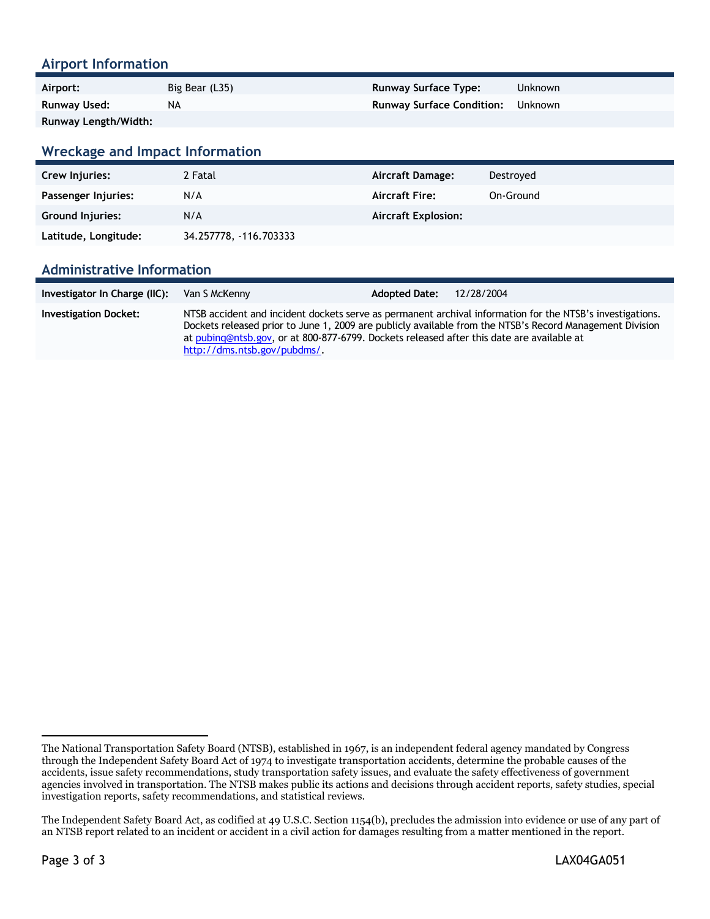## Airport Information

| | | | |
|---|---|---|---|
| **Airport:** | Big Bear (L35) | **Runway Surface Type:** | Unknown |
| **Runway Used:** | NA | **Runway Surface Condition:** | Unknown |
| **Runway Length/Width:** | | | |

## Wreckage and Impact Information

| | | | |
|---|---|---|---|
| **Crew Injuries:** | 2 Fatal | **Aircraft Damage:** | Destroyed |
| **Passenger Injuries:** | N/A | **Aircraft Fire:** | On-Ground |
| **Ground Injuries:** | N/A | **Aircraft Explosion:** | |
| **Latitude, Longitude:** | 34.257778, -116.703333 | | |

## Administrative Information

| | | | |
|---|---|---|---|
| **Investigator In Charge (IIC):** | Van S McKenny | **Adopted Date:** | 12/28/2004 |
| **Investigation Docket:** | NTSB accident and incident dockets serve as permanent archival information for the NTSB's investigations. Dockets released prior to June 1, 2009 are publicly available from the NTSB's Record Management Division at pubinq@ntsb.gov, or at 800-877-6799. Dockets released after this date are available at http://dms.ntsb.gov/pubdms/. | | |

The National Transportation Safety Board (NTSB), established in 1967, is an independent federal agency mandated by Congress through the Independent Safety Board Act of 1974 to investigate transportation accidents, determine the probable causes of the accidents, issue safety recommendations, study transportation safety issues, and evaluate the safety effectiveness of government agencies involved in transportation. The NTSB makes public its actions and decisions through accident reports, safety studies, special investigation reports, safety recommendations, and statistical reviews.

The Independent Safety Board Act, as codified at 49 U.S.C. Section 1154(b), precludes the admission into evidence or use of any part of an NTSB report related to an incident or accident in a civil action for damages resulting from a matter mentioned in the report.